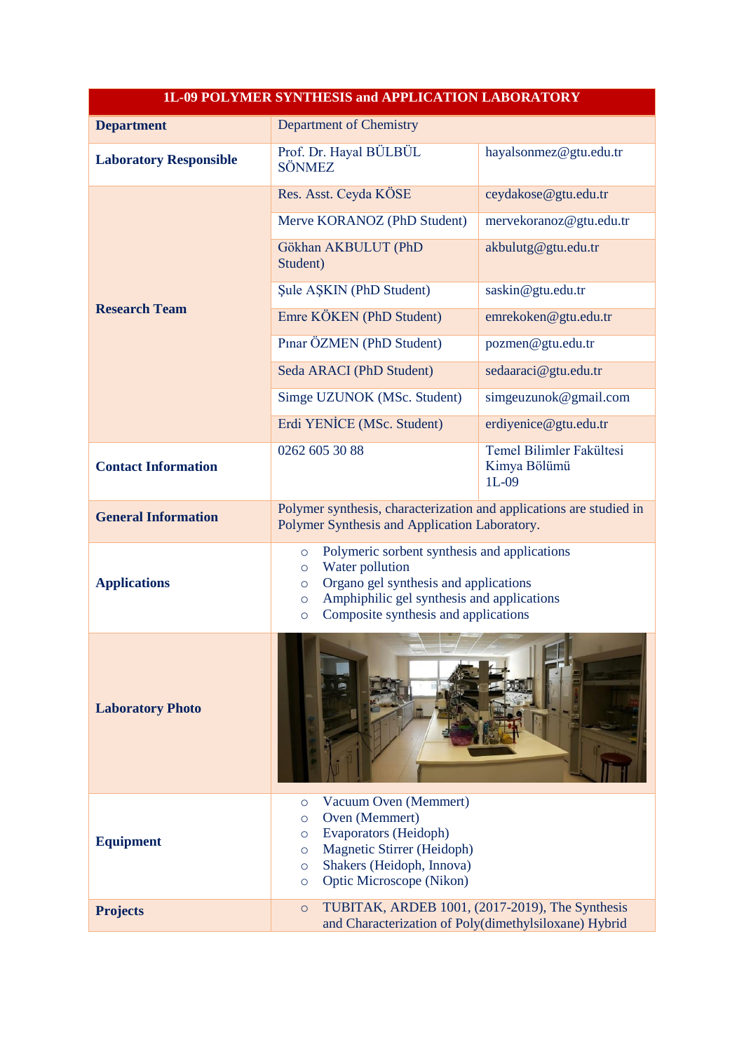| 1L-09 POLYMER SYNTHESIS and APPLICATION LABORATORY | | |
|---|---|---|
| **Department** | Department of Chemistry | |
| **Laboratory Responsible** | Prof. Dr. Hayal BÜLBÜL SÖNMEZ | hayalsonmez@gtu.edu.tr |
| **Research Team** | Res. Asst. Ceyda KÖSE | ceydakose@gtu.edu.tr |
| | Merve KORANOZ (PhD Student) | mervekoranoz@gtu.edu.tr |
| | Gökhan AKBULUT (PhD Student) | akbulutg@gtu.edu.tr |
| | Şule AŞKIN (PhD Student) | saskin@gtu.edu.tr |
| | Emre KÖKEN (PhD Student) | emrekoken@gtu.edu.tr |
| | Pınar ÖZMEN (PhD Student) | pozmen@gtu.edu.tr |
| | Seda ARACI (PhD Student) | sedaaraci@gtu.edu.tr |
| | Simge UZUNOK (MSc. Student) | simgeuzunok@gmail.com |
| | Erdi YENİCE (MSc. Student) | erdiyenice@gtu.edu.tr |
| **Contact Information** | 0262 605 30 88 | Temel Bilimler Fakültesi Kimya Bölümü 1L-09 |
| **General Information** | Polymer synthesis, characterization and applications are studied in Polymer Synthesis and Application Laboratory. | |
| **Applications** | ○ Polymeric sorbent synthesis and applications<br>○ Water pollution<br>○ Organo gel synthesis and applications<br>○ Amphiphilic gel synthesis and applications<br>○ Composite synthesis and applications | |
| **Laboratory Photo** | | |
| **Equipment** | ○ Vacuum Oven (Memmert)<br>○ Oven (Memmert)<br>○ Evaporators (Heidoph)<br>○ Magnetic Stirrer (Heidoph)<br>○ Shakers (Heidoph, Innova)<br>○ Optic Microscope (Nikon) | |
| **Projects** | ○ TUBITAK, ARDEB 1001, (2017-2019), The Synthesis and Characterization of Poly(dimethylsiloxane) Hybrid | |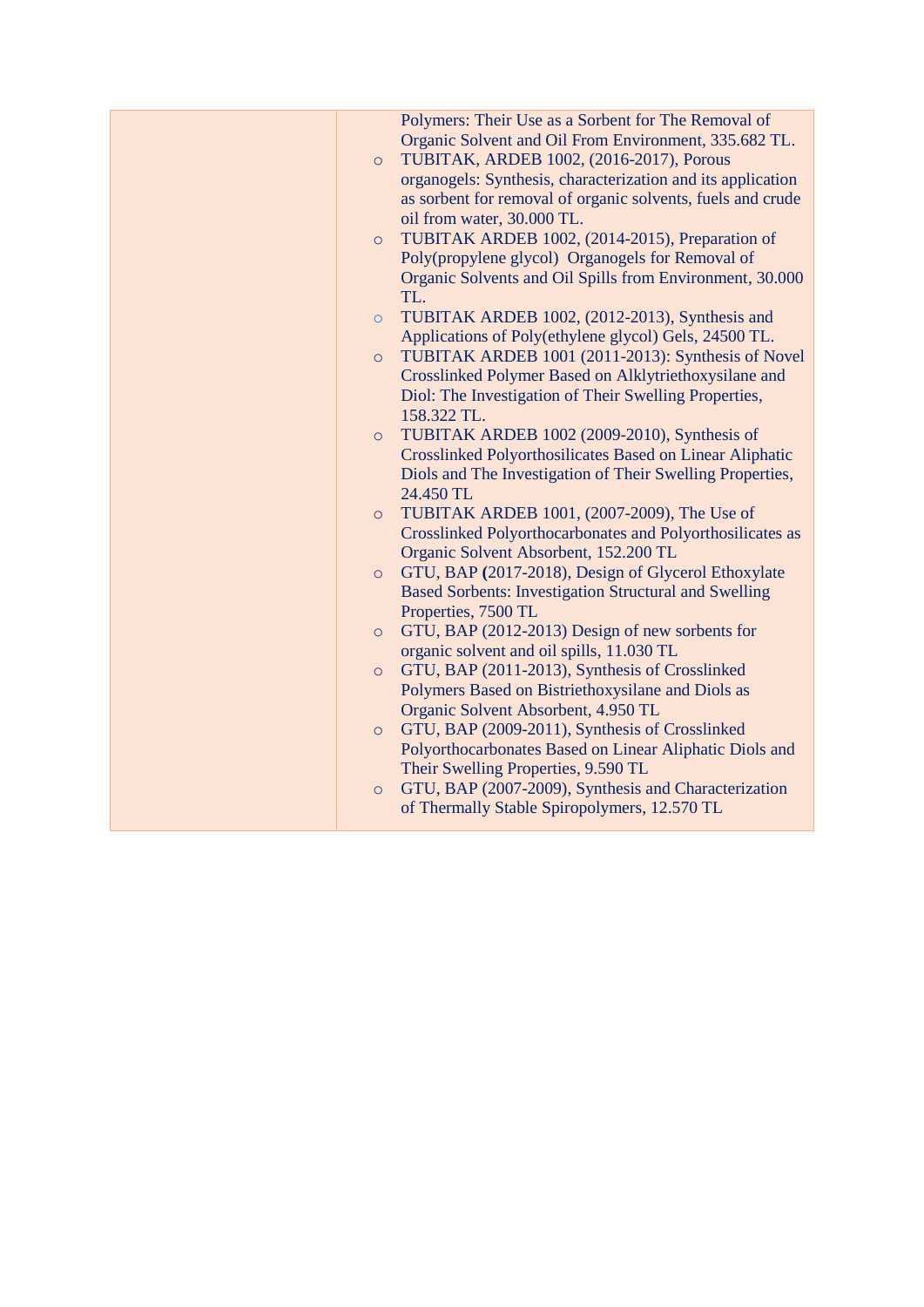| | |
|---|---|
| | Polymers: Their Use as a Sorbent for The Removal of Organic Solvent and Oil From Environment, 335.682 TL.<br>◦ TUBITAK, ARDEB 1002, (2016-2017), Porous organogels: Synthesis, characterization and its application as sorbent for removal of organic solvents, fuels and crude oil from water, 30.000 TL.<br>◦ TUBITAK ARDEB 1002, (2014-2015), Preparation of Poly(propylene glycol) Organogels for Removal of Organic Solvents and Oil Spills from Environment, 30.000 TL.<br>◦ TUBITAK ARDEB 1002, (2012-2013), Synthesis and Applications of Poly(ethylene glycol) Gels, 24500 TL.<br>◦ TUBITAK ARDEB 1001 (2011-2013): Synthesis of Novel Crosslinked Polymer Based on Alklytriethoxysilane and Diol: The Investigation of Their Swelling Properties, 158.322 TL.<br>◦ TUBITAK ARDEB 1002 (2009-2010), Synthesis of Crosslinked Polyorthosilicates Based on Linear Aliphatic Diols and The Investigation of Their Swelling Properties, 24.450 TL<br>◦ TUBITAK ARDEB 1001, (2007-2009), The Use of Crosslinked Polyorthocarbonates and Polyorthosilicates as Organic Solvent Absorbent, 152.200 TL<br>◦ GTU, BAP **(**2017-2018), Design of Glycerol Ethoxylate Based Sorbents: Investigation Structural and Swelling Properties, 7500 TL<br>◦ GTU, BAP (2012-2013) Design of new sorbents for organic solvent and oil spills, 11.030 TL<br>◦ GTU, BAP (2011-2013), Synthesis of Crosslinked Polymers Based on Bistriethoxysilane and Diols as Organic Solvent Absorbent, 4.950 TL<br>◦ GTU, BAP (2009-2011), Synthesis of Crosslinked Polyorthocarbonates Based on Linear Aliphatic Diols and Their Swelling Properties, 9.590 TL<br>◦ GTU, BAP (2007-2009), Synthesis and Characterization of Thermally Stable Spiropolymers, 12.570 TL |